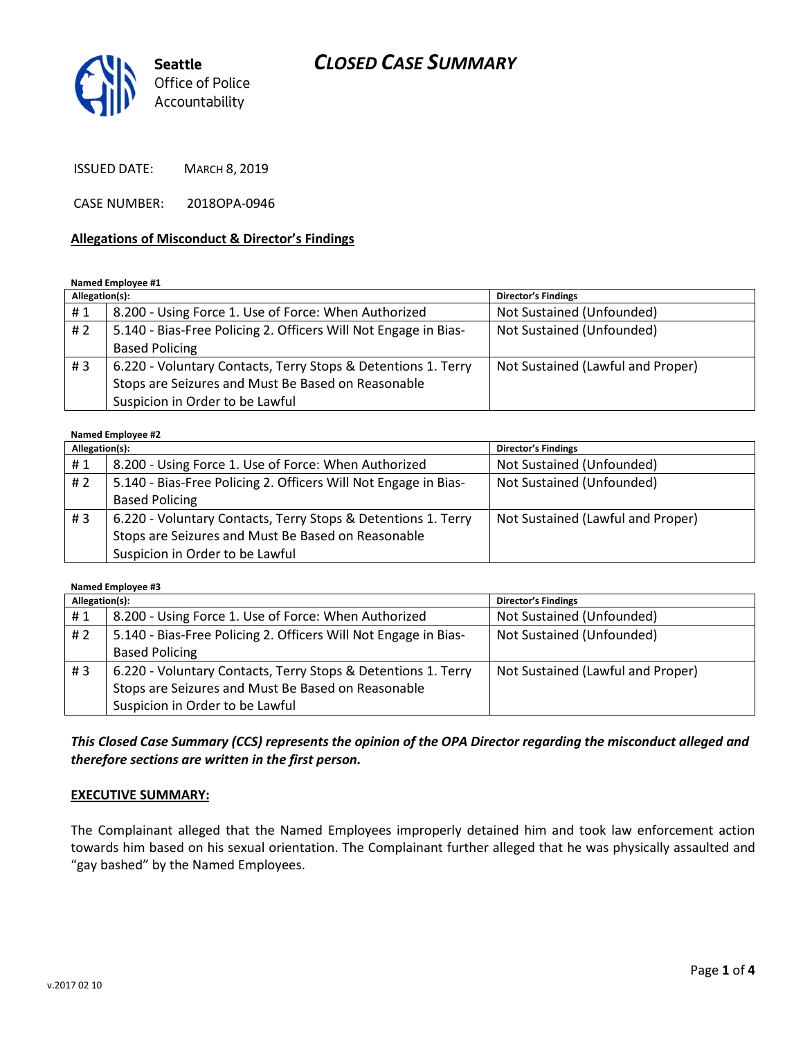# CLOSED CASE SUMMARY

Seattle Office of Police Accountability

ISSUED DATE: MARCH 8, 2019

CASE NUMBER: 2018OPA-0946

**Allegations of Misconduct & Director's Findings**

**Named Employee #1**

| Allegation(s): | | Director's Findings |
|---|---|---|
| # 1 | 8.200 - Using Force 1. Use of Force: When Authorized | Not Sustained (Unfounded) |
| # 2 | 5.140 - Bias-Free Policing 2. Officers Will Not Engage in Bias-Based Policing | Not Sustained (Unfounded) |
| # 3 | 6.220 - Voluntary Contacts, Terry Stops & Detentions 1. Terry Stops are Seizures and Must Be Based on Reasonable Suspicion in Order to be Lawful | Not Sustained (Lawful and Proper) |

**Named Employee #2**

| Allegation(s): | | Director's Findings |
|---|---|---|
| # 1 | 8.200 - Using Force 1. Use of Force: When Authorized | Not Sustained (Unfounded) |
| # 2 | 5.140 - Bias-Free Policing 2. Officers Will Not Engage in Bias-Based Policing | Not Sustained (Unfounded) |
| # 3 | 6.220 - Voluntary Contacts, Terry Stops & Detentions 1. Terry Stops are Seizures and Must Be Based on Reasonable Suspicion in Order to be Lawful | Not Sustained (Lawful and Proper) |

**Named Employee #3**

| Allegation(s): | | Director's Findings |
|---|---|---|
| # 1 | 8.200 - Using Force 1. Use of Force: When Authorized | Not Sustained (Unfounded) |
| # 2 | 5.140 - Bias-Free Policing 2. Officers Will Not Engage in Bias-Based Policing | Not Sustained (Unfounded) |
| # 3 | 6.220 - Voluntary Contacts, Terry Stops & Detentions 1. Terry Stops are Seizures and Must Be Based on Reasonable Suspicion in Order to be Lawful | Not Sustained (Lawful and Proper) |

***This Closed Case Summary (CCS) represents the opinion of the OPA Director regarding the misconduct alleged and therefore sections are written in the first person.***

**EXECUTIVE SUMMARY:**

The Complainant alleged that the Named Employees improperly detained him and took law enforcement action towards him based on his sexual orientation. The Complainant further alleged that he was physically assaulted and "gay bashed" by the Named Employees.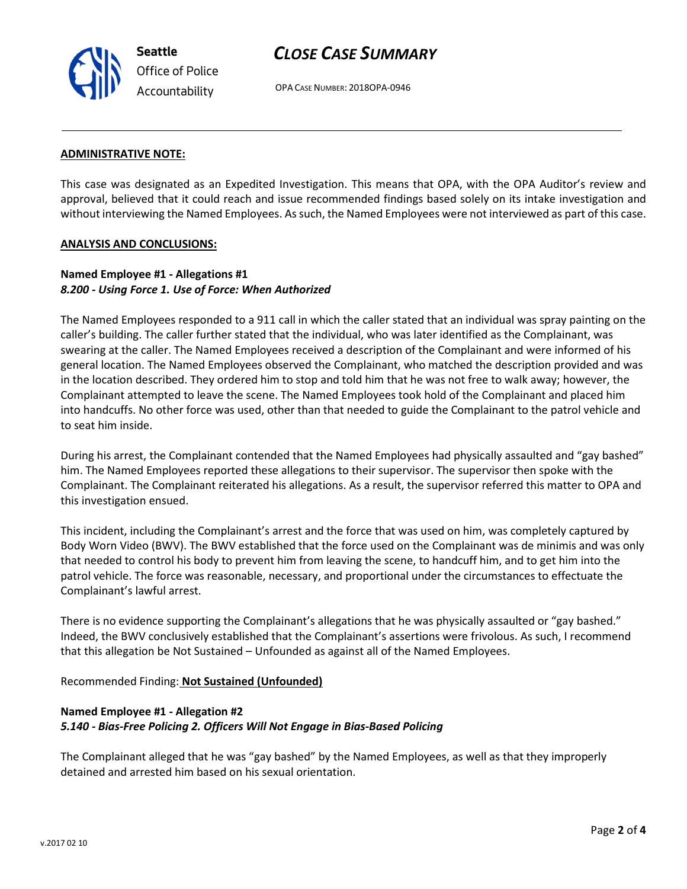**ADMINISTRATIVE NOTE:**

This case was designated as an Expedited Investigation. This means that OPA, with the OPA Auditor's review and approval, believed that it could reach and issue recommended findings based solely on its intake investigation and without interviewing the Named Employees. As such, the Named Employees were not interviewed as part of this case.

**ANALYSIS AND CONCLUSIONS:**

**Named Employee #1 - Allegations #1**
***8.200 - Using Force 1. Use of Force: When Authorized***

The Named Employees responded to a 911 call in which the caller stated that an individual was spray painting on the caller's building. The caller further stated that the individual, who was later identified as the Complainant, was swearing at the caller. The Named Employees received a description of the Complainant and were informed of his general location. The Named Employees observed the Complainant, who matched the description provided and was in the location described. They ordered him to stop and told him that he was not free to walk away; however, the Complainant attempted to leave the scene. The Named Employees took hold of the Complainant and placed him into handcuffs. No other force was used, other than that needed to guide the Complainant to the patrol vehicle and to seat him inside.

During his arrest, the Complainant contended that the Named Employees had physically assaulted and "gay bashed" him. The Named Employees reported these allegations to their supervisor. The supervisor then spoke with the Complainant. The Complainant reiterated his allegations. As a result, the supervisor referred this matter to OPA and this investigation ensued.

This incident, including the Complainant's arrest and the force that was used on him, was completely captured by Body Worn Video (BWV). The BWV established that the force used on the Complainant was de minimis and was only that needed to control his body to prevent him from leaving the scene, to handcuff him, and to get him into the patrol vehicle. The force was reasonable, necessary, and proportional under the circumstances to effectuate the Complainant's lawful arrest.

There is no evidence supporting the Complainant's allegations that he was physically assaulted or "gay bashed." Indeed, the BWV conclusively established that the Complainant's assertions were frivolous. As such, I recommend that this allegation be Not Sustained – Unfounded as against all of the Named Employees.

Recommended Finding: **Not Sustained (Unfounded)**

**Named Employee #1 - Allegation #2**
***5.140 - Bias-Free Policing 2. Officers Will Not Engage in Bias-Based Policing***

The Complainant alleged that he was "gay bashed" by the Named Employees, as well as that they improperly detained and arrested him based on his sexual orientation.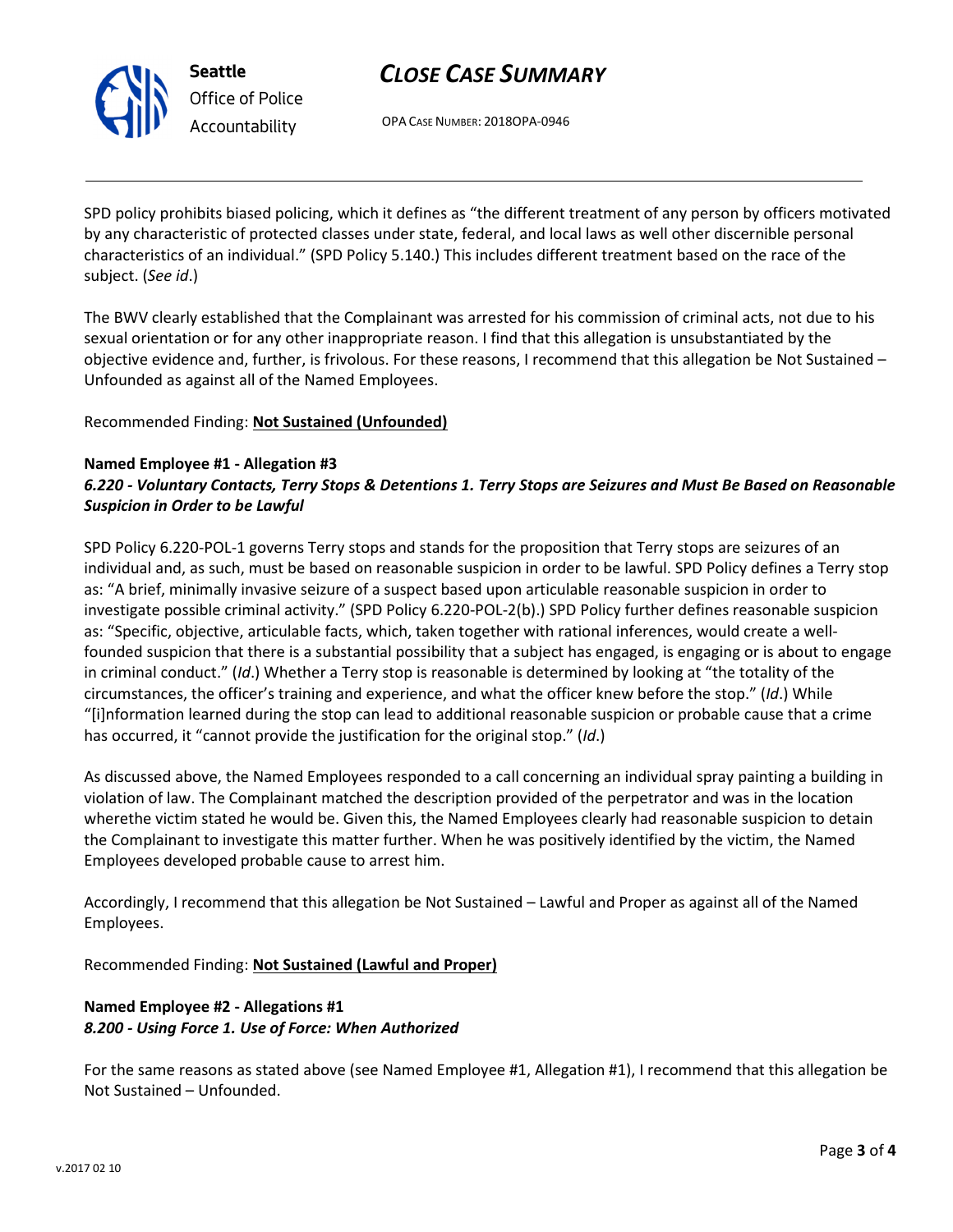SPD policy prohibits biased policing, which it defines as "the different treatment of any person by officers motivated by any characteristic of protected classes under state, federal, and local laws as well other discernible personal characteristics of an individual." (SPD Policy 5.140.) This includes different treatment based on the race of the subject. (*See id*.)

The BWV clearly established that the Complainant was arrested for his commission of criminal acts, not due to his sexual orientation or for any other inappropriate reason. I find that this allegation is unsubstantiated by the objective evidence and, further, is frivolous. For these reasons, I recommend that this allegation be Not Sustained – Unfounded as against all of the Named Employees.

Recommended Finding: **Not Sustained (Unfounded)**

**Named Employee #1 - Allegation #3**
***6.220 - Voluntary Contacts, Terry Stops & Detentions 1. Terry Stops are Seizures and Must Be Based on Reasonable Suspicion in Order to be Lawful***

SPD Policy 6.220-POL-1 governs Terry stops and stands for the proposition that Terry stops are seizures of an individual and, as such, must be based on reasonable suspicion in order to be lawful. SPD Policy defines a Terry stop as: "A brief, minimally invasive seizure of a suspect based upon articulable reasonable suspicion in order to investigate possible criminal activity." (SPD Policy 6.220-POL-2(b).) SPD Policy further defines reasonable suspicion as: "Specific, objective, articulable facts, which, taken together with rational inferences, would create a well-founded suspicion that there is a substantial possibility that a subject has engaged, is engaging or is about to engage in criminal conduct." (*Id*.) Whether a Terry stop is reasonable is determined by looking at "the totality of the circumstances, the officer's training and experience, and what the officer knew before the stop." (*Id*.) While "[i]nformation learned during the stop can lead to additional reasonable suspicion or probable cause that a crime has occurred, it "cannot provide the justification for the original stop." (*Id*.)

As discussed above, the Named Employees responded to a call concerning an individual spray painting a building in violation of law. The Complainant matched the description provided of the perpetrator and was in the location wherethe victim stated he would be. Given this, the Named Employees clearly had reasonable suspicion to detain the Complainant to investigate this matter further. When he was positively identified by the victim, the Named Employees developed probable cause to arrest him.

Accordingly, I recommend that this allegation be Not Sustained – Lawful and Proper as against all of the Named Employees.

Recommended Finding: **Not Sustained (Lawful and Proper)**

**Named Employee #2 - Allegations #1**
***8.200 - Using Force 1. Use of Force: When Authorized***

For the same reasons as stated above (see Named Employee #1, Allegation #1), I recommend that this allegation be Not Sustained – Unfounded.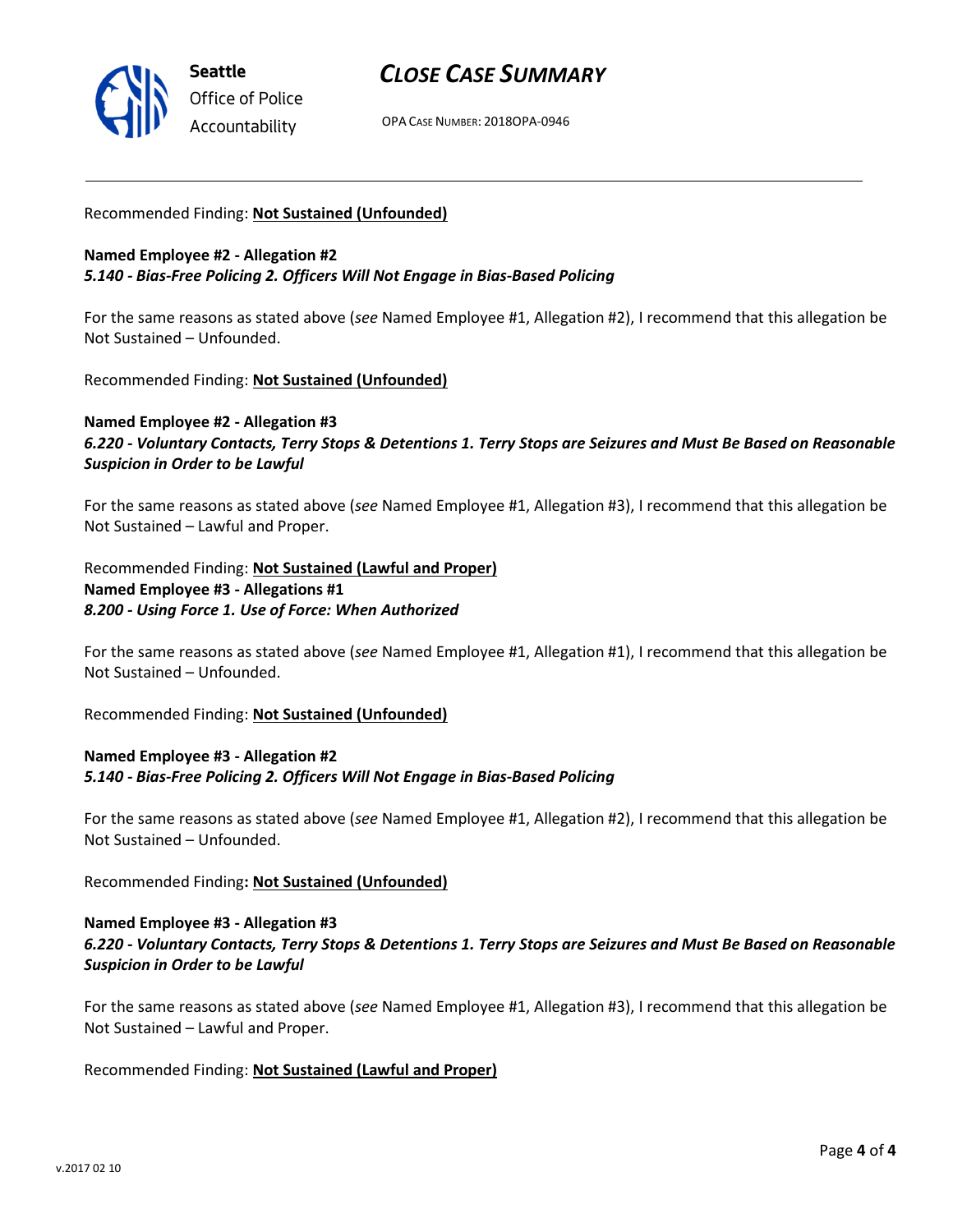Recommended Finding: **Not Sustained (Unfounded)**

**Named Employee #2 - Allegation #2**
***5.140 - Bias-Free Policing 2. Officers Will Not Engage in Bias-Based Policing***

For the same reasons as stated above (*see* Named Employee #1, Allegation #2), I recommend that this allegation be Not Sustained – Unfounded.

Recommended Finding: **Not Sustained (Unfounded)**

**Named Employee #2 - Allegation #3**
***6.220 - Voluntary Contacts, Terry Stops & Detentions 1. Terry Stops are Seizures and Must Be Based on Reasonable Suspicion in Order to be Lawful***

For the same reasons as stated above (*see* Named Employee #1, Allegation #3), I recommend that this allegation be Not Sustained – Lawful and Proper.

Recommended Finding: **Not Sustained (Lawful and Proper)**

**Named Employee #3 - Allegations #1**
***8.200 - Using Force 1. Use of Force: When Authorized***

For the same reasons as stated above (*see* Named Employee #1, Allegation #1), I recommend that this allegation be Not Sustained – Unfounded.

Recommended Finding: **Not Sustained (Unfounded)**

**Named Employee #3 - Allegation #2**
***5.140 - Bias-Free Policing 2. Officers Will Not Engage in Bias-Based Policing***

For the same reasons as stated above (*see* Named Employee #1, Allegation #2), I recommend that this allegation be Not Sustained – Unfounded.

Recommended Finding**: Not Sustained (Unfounded)**

**Named Employee #3 - Allegation #3**
***6.220 - Voluntary Contacts, Terry Stops & Detentions 1. Terry Stops are Seizures and Must Be Based on Reasonable Suspicion in Order to be Lawful***

For the same reasons as stated above (*see* Named Employee #1, Allegation #3), I recommend that this allegation be Not Sustained – Lawful and Proper.

Recommended Finding: **Not Sustained (Lawful and Proper)**